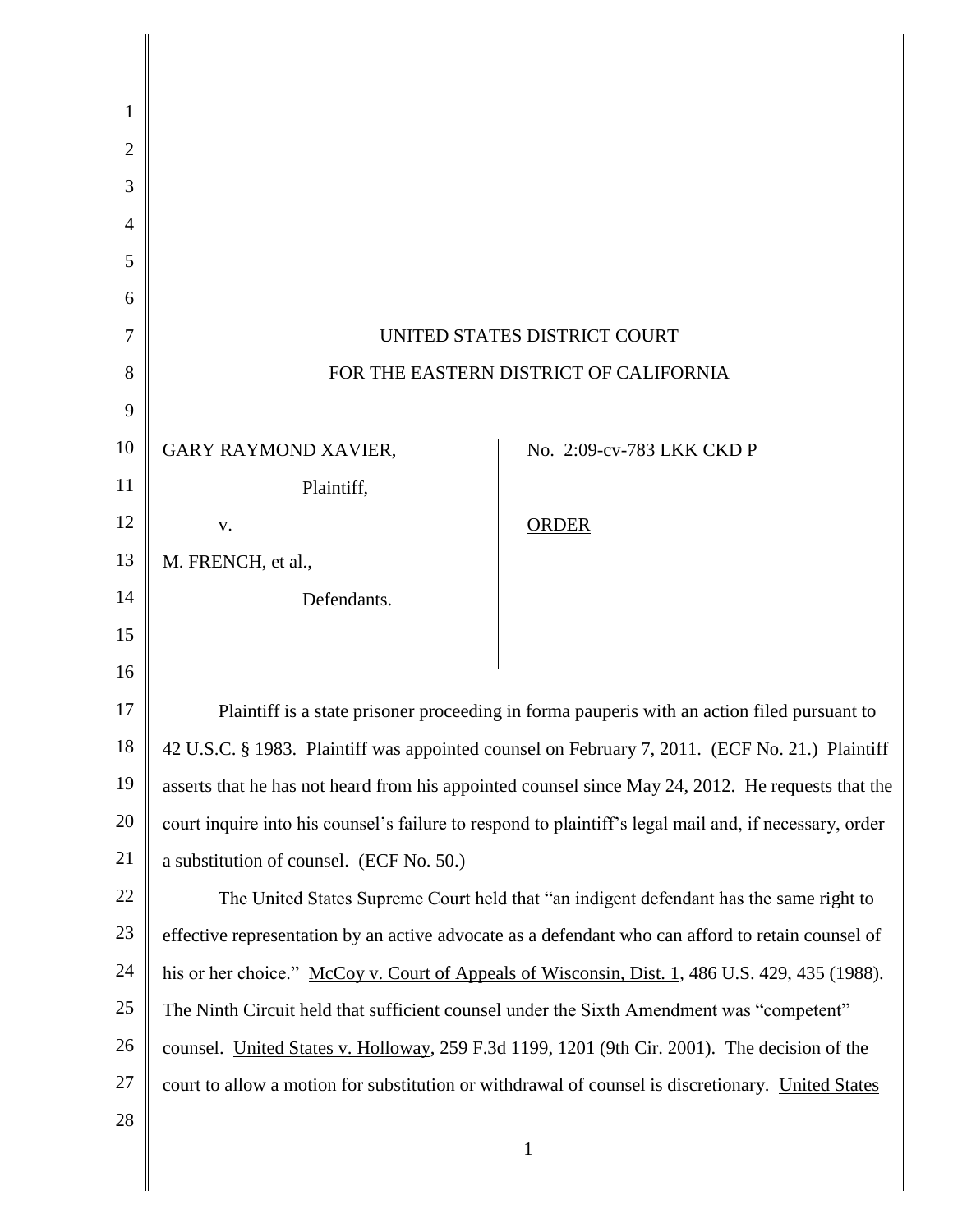UNITED STATES DISTRICT COURT

FOR THE EASTERN DISTRICT OF CALIFORNIA

| | |
|---|---|
| GARY RAYMOND XAVIER,<br><br>Plaintiff,<br><br>v.<br><br>M. FRENCH, et al.,<br><br>Defendants. | No. 2:09-cv-783 LKK CKD P<br><br>ORDER |

Plaintiff is a state prisoner proceeding in forma pauperis with an action filed pursuant to 42 U.S.C. § 1983. Plaintiff was appointed counsel on February 7, 2011. (ECF No. 21.) Plaintiff asserts that he has not heard from his appointed counsel since May 24, 2012. He requests that the court inquire into his counsel's failure to respond to plaintiff's legal mail and, if necessary, order a substitution of counsel. (ECF No. 50.)

The United States Supreme Court held that "an indigent defendant has the same right to effective representation by an active advocate as a defendant who can afford to retain counsel of his or her choice." McCoy v. Court of Appeals of Wisconsin, Dist. 1, 486 U.S. 429, 435 (1988). The Ninth Circuit held that sufficient counsel under the Sixth Amendment was "competent" counsel. United States v. Holloway, 259 F.3d 1199, 1201 (9th Cir. 2001). The decision of the court to allow a motion for substitution or withdrawal of counsel is discretionary. United States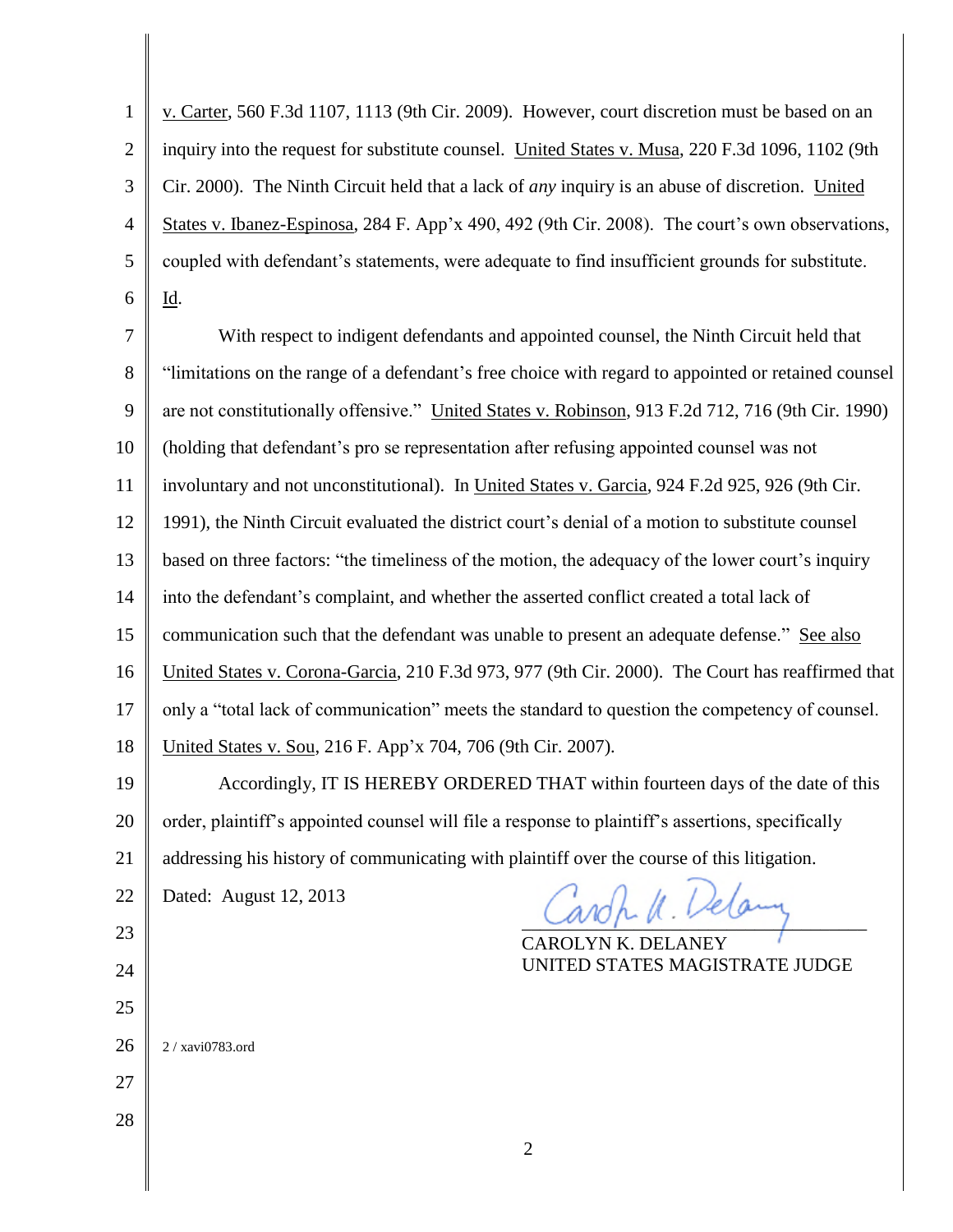v. Carter, 560 F.3d 1107, 1113 (9th Cir. 2009). However, court discretion must be based on an inquiry into the request for substitute counsel. United States v. Musa, 220 F.3d 1096, 1102 (9th Cir. 2000). The Ninth Circuit held that a lack of *any* inquiry is an abuse of discretion. United States v. Ibanez-Espinosa, 284 F. App'x 490, 492 (9th Cir. 2008). The court's own observations, coupled with defendant's statements, were adequate to find insufficient grounds for substitute. Id.

With respect to indigent defendants and appointed counsel, the Ninth Circuit held that "limitations on the range of a defendant's free choice with regard to appointed or retained counsel are not constitutionally offensive." United States v. Robinson, 913 F.2d 712, 716 (9th Cir. 1990) (holding that defendant's pro se representation after refusing appointed counsel was not involuntary and not unconstitutional). In United States v. Garcia, 924 F.2d 925, 926 (9th Cir. 1991), the Ninth Circuit evaluated the district court's denial of a motion to substitute counsel based on three factors: "the timeliness of the motion, the adequacy of the lower court's inquiry into the defendant's complaint, and whether the asserted conflict created a total lack of communication such that the defendant was unable to present an adequate defense." See also United States v. Corona-Garcia, 210 F.3d 973, 977 (9th Cir. 2000). The Court has reaffirmed that only a "total lack of communication" meets the standard to question the competency of counsel. United States v. Sou, 216 F. App'x 704, 706 (9th Cir. 2007).

Accordingly, IT IS HEREBY ORDERED THAT within fourteen days of the date of this order, plaintiff's appointed counsel will file a response to plaintiff's assertions, specifically addressing his history of communicating with plaintiff over the course of this litigation.

Dated: August 12, 2013

CAROLYN K. DELANEY
UNITED STATES MAGISTRATE JUDGE

2 / xavi0783.ord